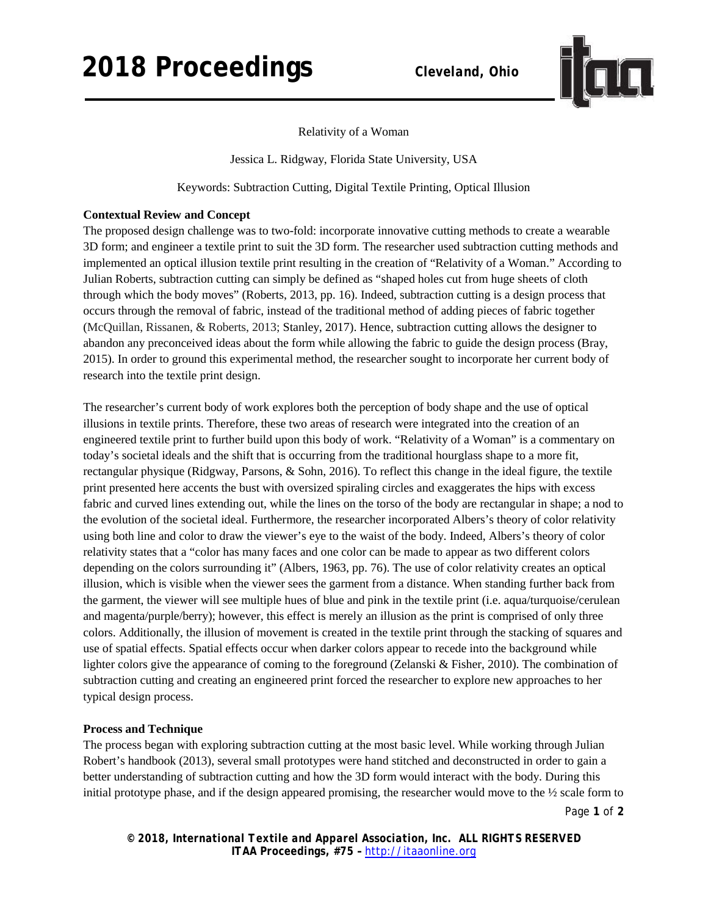Relativity of a Woman

Jessica L. Ridgway, Florida State University, USA

Keywords: Subtraction Cutting, Digital Textile Printing, Optical Illusion

**Contextual Review and Concept**

The proposed design challenge was to two-fold: incorporate innovative cutting methods to create a wearable 3D form; and engineer a textile print to suit the 3D form. The researcher used subtraction cutting methods and implemented an optical illusion textile print resulting in the creation of "Relativity of a Woman." According to Julian Roberts, subtraction cutting can simply be defined as "shaped holes cut from huge sheets of cloth through which the body moves" (Roberts, 2013, pp. 16). Indeed, subtraction cutting is a design process that occurs through the removal of fabric, instead of the traditional method of adding pieces of fabric together (McQuillan, Rissanen, & Roberts, 2013; Stanley, 2017). Hence, subtraction cutting allows the designer to abandon any preconceived ideas about the form while allowing the fabric to guide the design process (Bray, 2015). In order to ground this experimental method, the researcher sought to incorporate her current body of research into the textile print design.

The researcher's current body of work explores both the perception of body shape and the use of optical illusions in textile prints. Therefore, these two areas of research were integrated into the creation of an engineered textile print to further build upon this body of work. "Relativity of a Woman" is a commentary on today's societal ideals and the shift that is occurring from the traditional hourglass shape to a more fit, rectangular physique (Ridgway, Parsons, & Sohn, 2016). To reflect this change in the ideal figure, the textile print presented here accents the bust with oversized spiraling circles and exaggerates the hips with excess fabric and curved lines extending out, while the lines on the torso of the body are rectangular in shape; a nod to the evolution of the societal ideal. Furthermore, the researcher incorporated Albers's theory of color relativity using both line and color to draw the viewer's eye to the waist of the body. Indeed, Albers's theory of color relativity states that a "color has many faces and one color can be made to appear as two different colors depending on the colors surrounding it" (Albers, 1963, pp. 76). The use of color relativity creates an optical illusion, which is visible when the viewer sees the garment from a distance. When standing further back from the garment, the viewer will see multiple hues of blue and pink in the textile print (i.e. aqua/turquoise/cerulean and magenta/purple/berry); however, this effect is merely an illusion as the print is comprised of only three colors. Additionally, the illusion of movement is created in the textile print through the stacking of squares and use of spatial effects. Spatial effects occur when darker colors appear to recede into the background while lighter colors give the appearance of coming to the foreground (Zelanski & Fisher, 2010). The combination of subtraction cutting and creating an engineered print forced the researcher to explore new approaches to her typical design process.

**Process and Technique**

The process began with exploring subtraction cutting at the most basic level. While working through Julian Robert's handbook (2013), several small prototypes were hand stitched and deconstructed in order to gain a better understanding of subtraction cutting and how the 3D form would interact with the body. During this initial prototype phase, and if the design appeared promising, the researcher would move to the ½ scale form to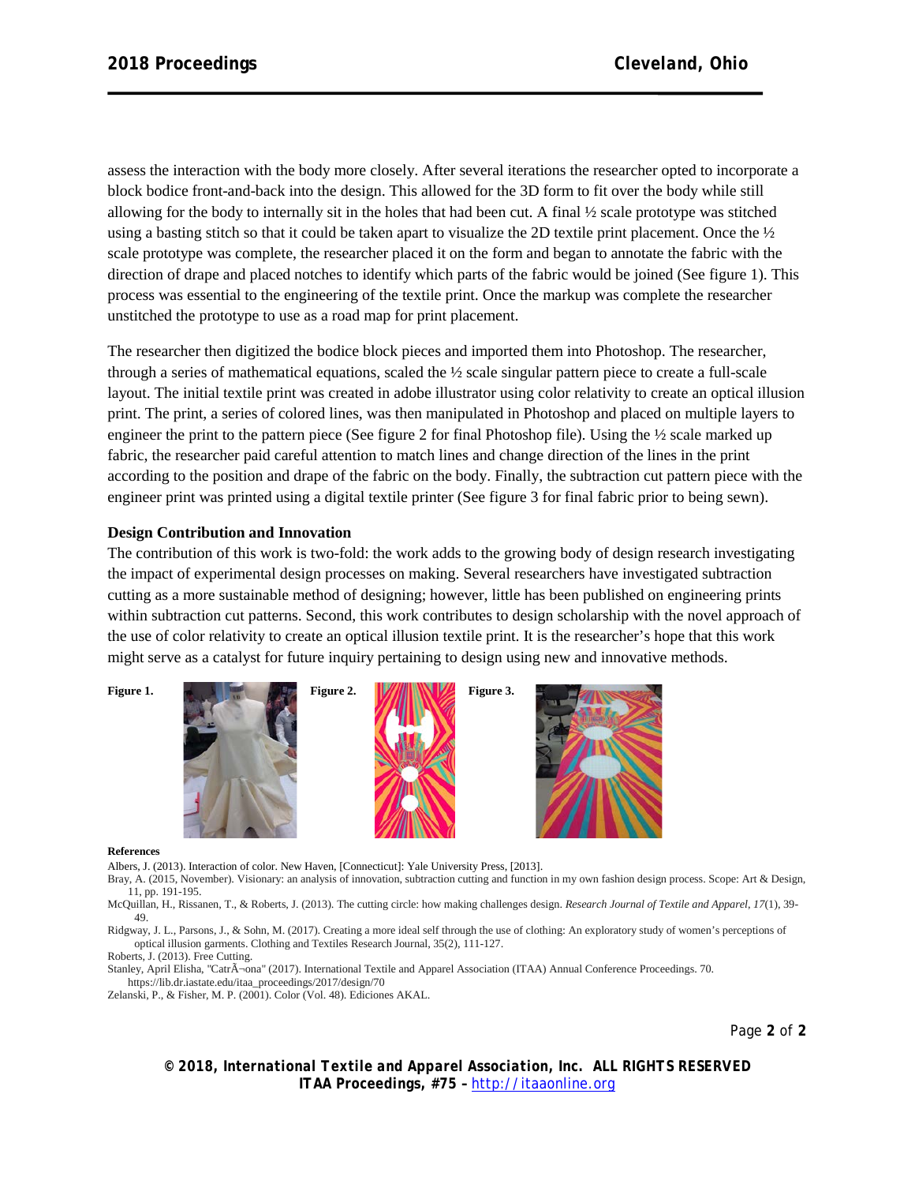assess the interaction with the body more closely. After several iterations the researcher opted to incorporate a block bodice front-and-back into the design. This allowed for the 3D form to fit over the body while still allowing for the body to internally sit in the holes that had been cut. A final ½ scale prototype was stitched using a basting stitch so that it could be taken apart to visualize the 2D textile print placement. Once the ½ scale prototype was complete, the researcher placed it on the form and began to annotate the fabric with the direction of drape and placed notches to identify which parts of the fabric would be joined (See figure 1). This process was essential to the engineering of the textile print. Once the markup was complete the researcher unstitched the prototype to use as a road map for print placement.

The researcher then digitized the bodice block pieces and imported them into Photoshop. The researcher, through a series of mathematical equations, scaled the ½ scale singular pattern piece to create a full-scale layout. The initial textile print was created in adobe illustrator using color relativity to create an optical illusion print. The print, a series of colored lines, was then manipulated in Photoshop and placed on multiple layers to engineer the print to the pattern piece (See figure 2 for final Photoshop file). Using the ½ scale marked up fabric, the researcher paid careful attention to match lines and change direction of the lines in the print according to the position and drape of the fabric on the body. Finally, the subtraction cut pattern piece with the engineer print was printed using a digital textile printer (See figure 3 for final fabric prior to being sewn).

**Design Contribution and Innovation**

The contribution of this work is two-fold: the work adds to the growing body of design research investigating the impact of experimental design processes on making. Several researchers have investigated subtraction cutting as a more sustainable method of designing; however, little has been published on engineering prints within subtraction cut patterns. Second, this work contributes to design scholarship with the novel approach of the use of color relativity to create an optical illusion textile print. It is the researcher's hope that this work might serve as a catalyst for future inquiry pertaining to design using new and innovative methods.

**Figure 1.** **Figure 2.** **Figure 3.**

**References**

Albers, J. (2013). Interaction of color. New Haven, [Connecticut]: Yale University Press, [2013].

Bray, A. (2015, November). Visionary: an analysis of innovation, subtraction cutting and function in my own fashion design process. Scope: Art & Design, 11, pp. 191-195.

McQuillan, H., Rissanen, T., & Roberts, J. (2013). The cutting circle: how making challenges design. *Research Journal of Textile and Apparel*, *17*(1), 39-49.

Ridgway, J. L., Parsons, J., & Sohn, M. (2017). Creating a more ideal self through the use of clothing: An exploratory study of women's perceptions of optical illusion garments. Clothing and Textiles Research Journal, 35(2), 111-127.

Roberts, J. (2013). Free Cutting.

Stanley, April Elisha, "CatrÃ¬ona" (2017). International Textile and Apparel Association (ITAA) Annual Conference Proceedings. 70. https://lib.dr.iastate.edu/itaa_proceedings/2017/design/70

Zelanski, P., & Fisher, M. P. (2001). Color (Vol. 48). Ediciones AKAL.